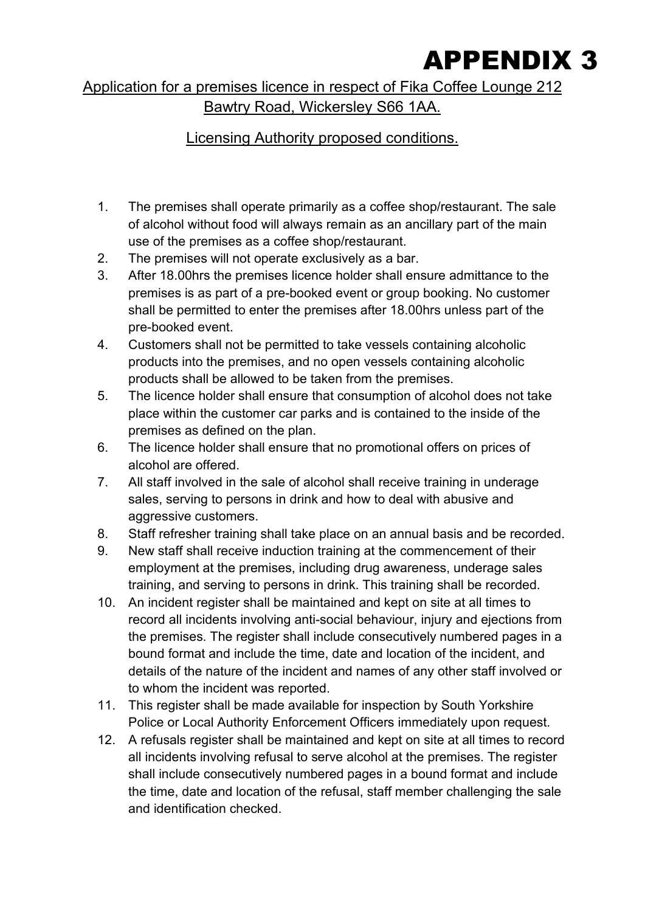# APPENDIX 3

Application for a premises licence in respect of Fika Coffee Lounge 212 Bawtry Road, Wickersley S66 1AA.

Licensing Authority proposed conditions.

1. The premises shall operate primarily as a coffee shop/restaurant. The sale of alcohol without food will always remain as an ancillary part of the main use of the premises as a coffee shop/restaurant.
2. The premises will not operate exclusively as a bar.
3. After 18.00hrs the premises licence holder shall ensure admittance to the premises is as part of a pre-booked event or group booking. No customer shall be permitted to enter the premises after 18.00hrs unless part of the pre-booked event.
4. Customers shall not be permitted to take vessels containing alcoholic products into the premises, and no open vessels containing alcoholic products shall be allowed to be taken from the premises.
5. The licence holder shall ensure that consumption of alcohol does not take place within the customer car parks and is contained to the inside of the premises as defined on the plan.
6. The licence holder shall ensure that no promotional offers on prices of alcohol are offered.
7. All staff involved in the sale of alcohol shall receive training in underage sales, serving to persons in drink and how to deal with abusive and aggressive customers.
8. Staff refresher training shall take place on an annual basis and be recorded.
9. New staff shall receive induction training at the commencement of their employment at the premises, including drug awareness, underage sales training, and serving to persons in drink. This training shall be recorded.
10. An incident register shall be maintained and kept on site at all times to record all incidents involving anti-social behaviour, injury and ejections from the premises. The register shall include consecutively numbered pages in a bound format and include the time, date and location of the incident, and details of the nature of the incident and names of any other staff involved or to whom the incident was reported.
11. This register shall be made available for inspection by South Yorkshire Police or Local Authority Enforcement Officers immediately upon request.
12. A refusals register shall be maintained and kept on site at all times to record all incidents involving refusal to serve alcohol at the premises. The register shall include consecutively numbered pages in a bound format and include the time, date and location of the refusal, staff member challenging the sale and identification checked.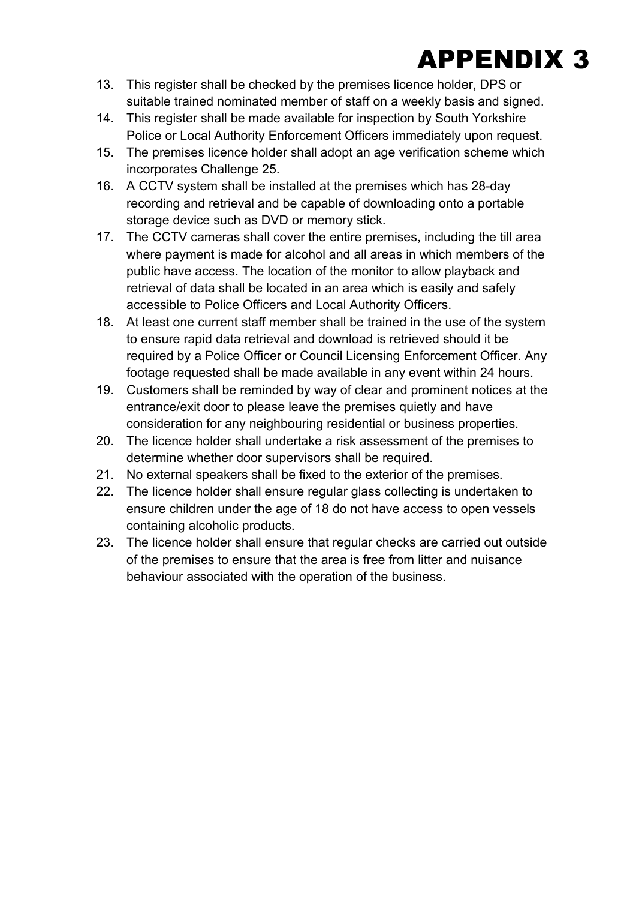# APPENDIX 3

13. This register shall be checked by the premises licence holder, DPS or suitable trained nominated member of staff on a weekly basis and signed.
14. This register shall be made available for inspection by South Yorkshire Police or Local Authority Enforcement Officers immediately upon request.
15. The premises licence holder shall adopt an age verification scheme which incorporates Challenge 25.
16. A CCTV system shall be installed at the premises which has 28-day recording and retrieval and be capable of downloading onto a portable storage device such as DVD or memory stick.
17. The CCTV cameras shall cover the entire premises, including the till area where payment is made for alcohol and all areas in which members of the public have access. The location of the monitor to allow playback and retrieval of data shall be located in an area which is easily and safely accessible to Police Officers and Local Authority Officers.
18. At least one current staff member shall be trained in the use of the system to ensure rapid data retrieval and download is retrieved should it be required by a Police Officer or Council Licensing Enforcement Officer. Any footage requested shall be made available in any event within 24 hours.
19. Customers shall be reminded by way of clear and prominent notices at the entrance/exit door to please leave the premises quietly and have consideration for any neighbouring residential or business properties.
20. The licence holder shall undertake a risk assessment of the premises to determine whether door supervisors shall be required.
21. No external speakers shall be fixed to the exterior of the premises.
22. The licence holder shall ensure regular glass collecting is undertaken to ensure children under the age of 18 do not have access to open vessels containing alcoholic products.
23. The licence holder shall ensure that regular checks are carried out outside of the premises to ensure that the area is free from litter and nuisance behaviour associated with the operation of the business.